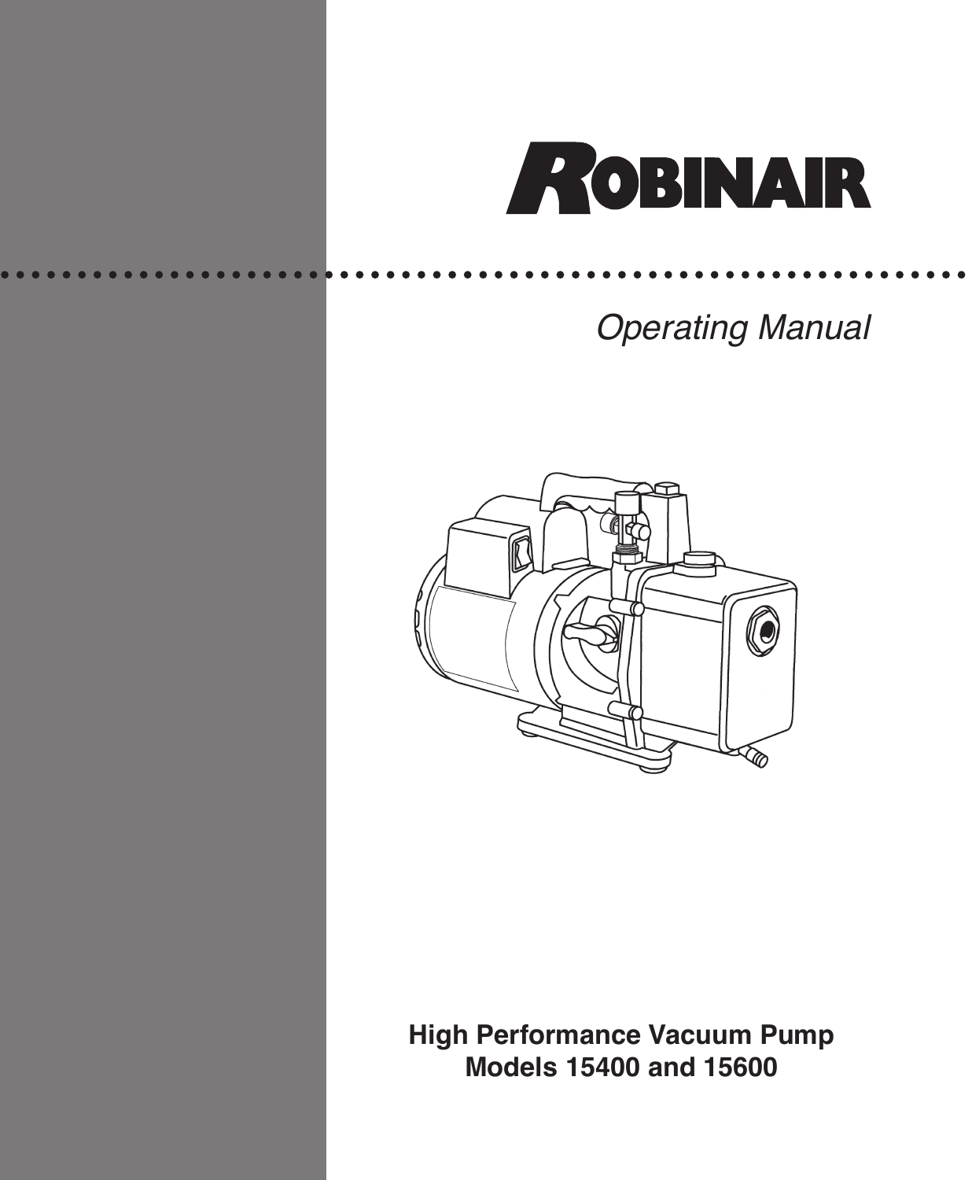# ROBINAIR

*Operating Manual*

**High Performance Vacuum Pump**
**Models 15400 and 15600**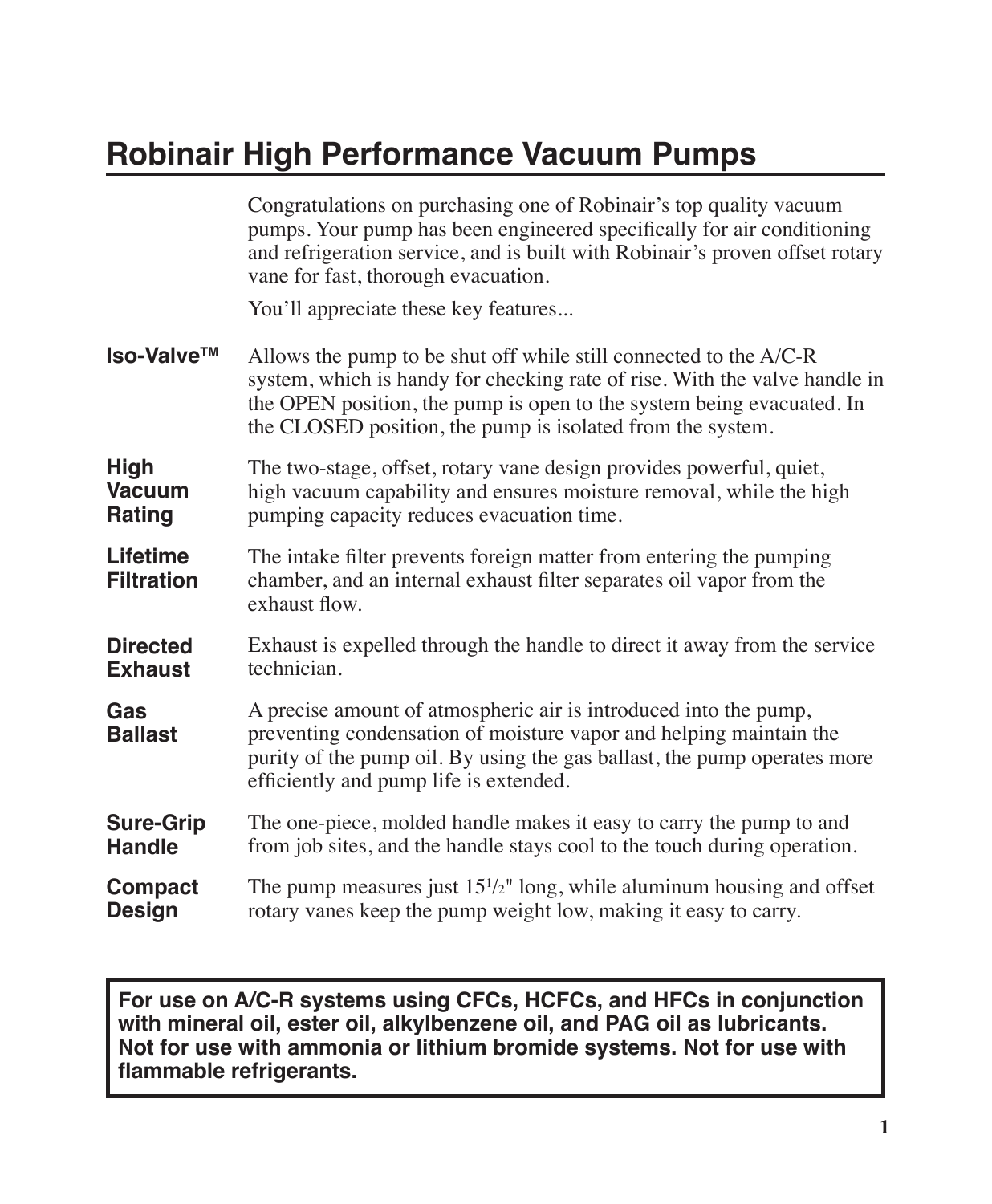# Robinair High Performance Vacuum Pumps

Congratulations on purchasing one of Robinair's top quality vacuum pumps. Your pump has been engineered specifically for air conditioning and refrigeration service, and is built with Robinair's proven offset rotary vane for fast, thorough evacuation.

You'll appreciate these key features...

**Iso-Valve™** Allows the pump to be shut off while still connected to the A/C-R system, which is handy for checking rate of rise. With the valve handle in the OPEN position, the pump is open to the system being evacuated. In the CLOSED position, the pump is isolated from the system.

**High Vacuum Rating** The two-stage, offset, rotary vane design provides powerful, quiet, high vacuum capability and ensures moisture removal, while the high pumping capacity reduces evacuation time.

**Lifetime Filtration** The intake filter prevents foreign matter from entering the pumping chamber, and an internal exhaust filter separates oil vapor from the exhaust flow.

**Directed Exhaust** Exhaust is expelled through the handle to direct it away from the service technician.

**Gas Ballast** A precise amount of atmospheric air is introduced into the pump, preventing condensation of moisture vapor and helping maintain the purity of the pump oil. By using the gas ballast, the pump operates more efficiently and pump life is extended.

**Sure-Grip Handle** The one-piece, molded handle makes it easy to carry the pump to and from job sites, and the handle stays cool to the touch during operation.

**Compact Design** The pump measures just 15½" long, while aluminum housing and offset rotary vanes keep the pump weight low, making it easy to carry.

**For use on A/C-R systems using CFCs, HCFCs, and HFCs in conjunction with mineral oil, ester oil, alkylbenzene oil, and PAG oil as lubricants. Not for use with ammonia or lithium bromide systems. Not for use with flammable refrigerants.**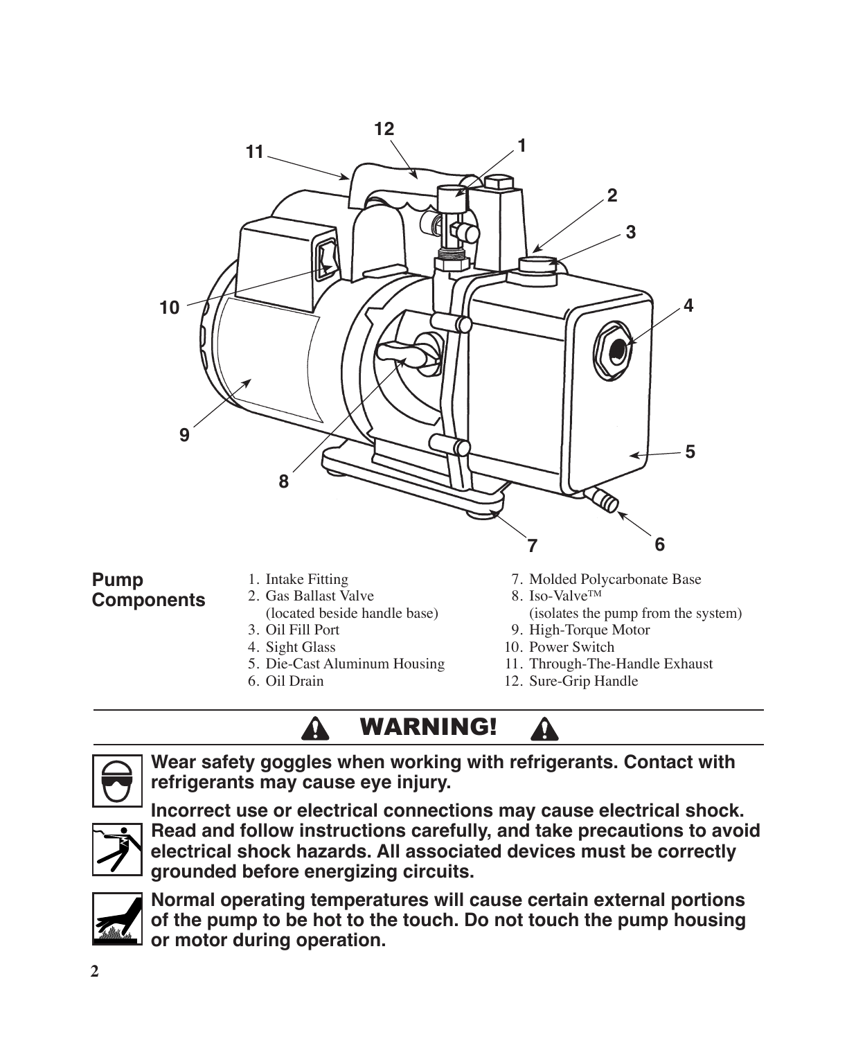## Pump Components

1. Intake Fitting
2. Gas Ballast Valve
   (located beside handle base)
3. Oil Fill Port
4. Sight Glass
5. Die-Cast Aluminum Housing
6. Oil Drain
7. Molded Polycarbonate Base
8. Iso-Valve™
   (isolates the pump from the system)
9. High-Torque Motor
10. Power Switch
11. Through-The-Handle Exhaust
12. Sure-Grip Handle

## WARNING!

**Wear safety goggles when working with refrigerants. Contact with refrigerants may cause eye injury.**

**Incorrect use or electrical connections may cause electrical shock. Read and follow instructions carefully, and take precautions to avoid electrical shock hazards. All associated devices must be correctly grounded before energizing circuits.**

**Normal operating temperatures will cause certain external portions of the pump to be hot to the touch. Do not touch the pump housing or motor during operation.**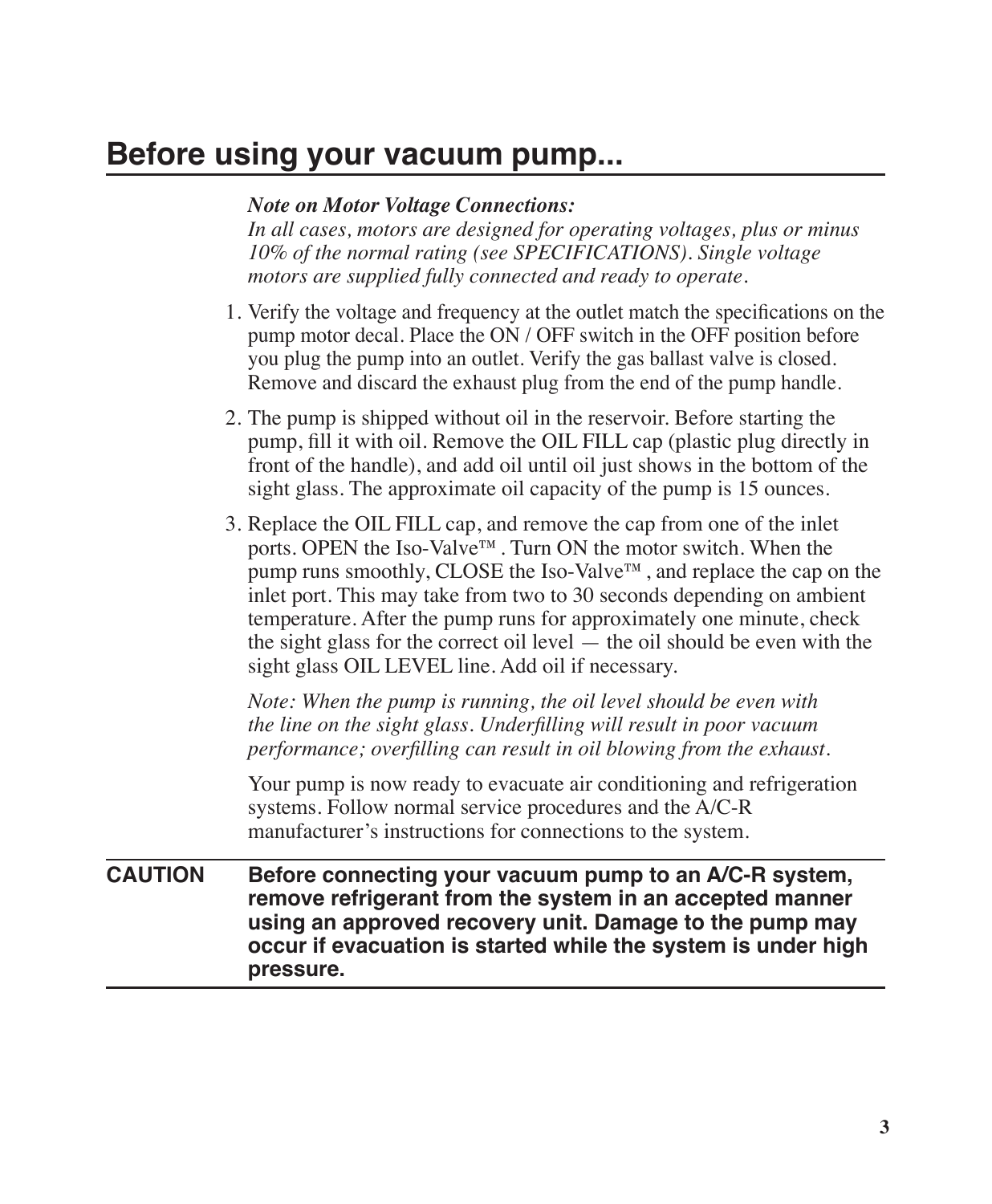# Before using your vacuum pump...

***Note on Motor Voltage Connections:***
*In all cases, motors are designed for operating voltages, plus or minus 10% of the normal rating (see SPECIFICATIONS). Single voltage motors are supplied fully connected and ready to operate.*

1. Verify the voltage and frequency at the outlet match the specifications on the pump motor decal. Place the ON / OFF switch in the OFF position before you plug the pump into an outlet. Verify the gas ballast valve is closed. Remove and discard the exhaust plug from the end of the pump handle.

2. The pump is shipped without oil in the reservoir. Before starting the pump, fill it with oil. Remove the OIL FILL cap (plastic plug directly in front of the handle), and add oil until oil just shows in the bottom of the sight glass. The approximate oil capacity of the pump is 15 ounces.

3. Replace the OIL FILL cap, and remove the cap from one of the inlet ports. OPEN the Iso-Valve™ . Turn ON the motor switch. When the pump runs smoothly, CLOSE the Iso-Valve™ , and replace the cap on the inlet port. This may take from two to 30 seconds depending on ambient temperature. After the pump runs for approximately one minute, check the sight glass for the correct oil level — the oil should be even with the sight glass OIL LEVEL line. Add oil if necessary.

   *Note: When the pump is running, the oil level should be even with the line on the sight glass. Underfilling will result in poor vacuum performance; overfilling can result in oil blowing from the exhaust.*

   Your pump is now ready to evacuate air conditioning and refrigeration systems. Follow normal service procedures and the A/C-R manufacturer's instructions for connections to the system.

**CAUTION** **Before connecting your vacuum pump to an A/C-R system, remove refrigerant from the system in an accepted manner using an approved recovery unit. Damage to the pump may occur if evacuation is started while the system is under high pressure.**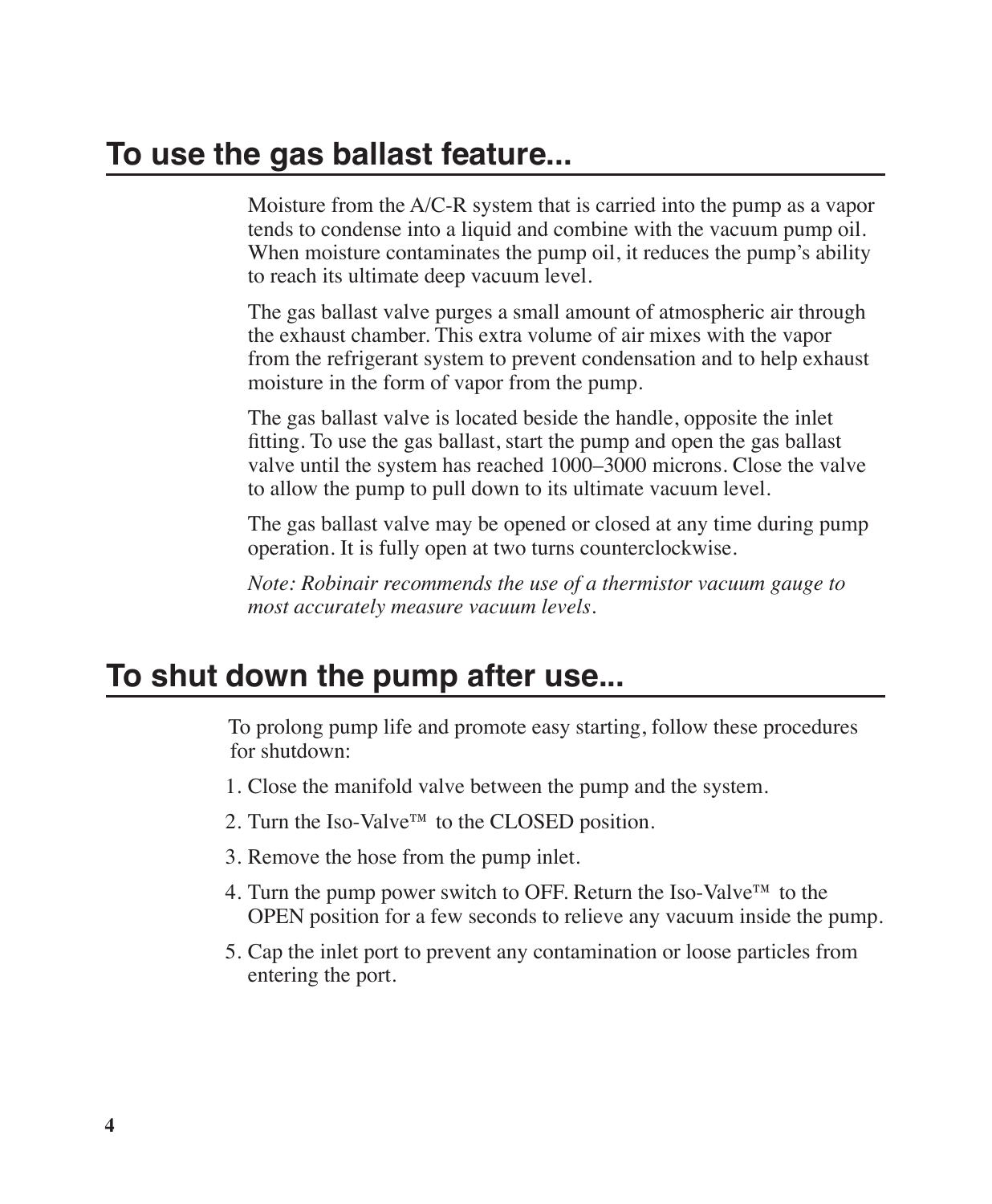## To use the gas ballast feature...

Moisture from the A/C-R system that is carried into the pump as a vapor tends to condense into a liquid and combine with the vacuum pump oil. When moisture contaminates the pump oil, it reduces the pump's ability to reach its ultimate deep vacuum level.

The gas ballast valve purges a small amount of atmospheric air through the exhaust chamber. This extra volume of air mixes with the vapor from the refrigerant system to prevent condensation and to help exhaust moisture in the form of vapor from the pump.

The gas ballast valve is located beside the handle, opposite the inlet fitting. To use the gas ballast, start the pump and open the gas ballast valve until the system has reached 1000–3000 microns. Close the valve to allow the pump to pull down to its ultimate vacuum level.

The gas ballast valve may be opened or closed at any time during pump operation. It is fully open at two turns counterclockwise.

*Note: Robinair recommends the use of a thermistor vacuum gauge to most accurately measure vacuum levels.*

## To shut down the pump after use...

To prolong pump life and promote easy starting, follow these procedures for shutdown:

1. Close the manifold valve between the pump and the system.
2. Turn the Iso-Valve™ to the CLOSED position.
3. Remove the hose from the pump inlet.
4. Turn the pump power switch to OFF. Return the Iso-Valve™ to the OPEN position for a few seconds to relieve any vacuum inside the pump.
5. Cap the inlet port to prevent any contamination or loose particles from entering the port.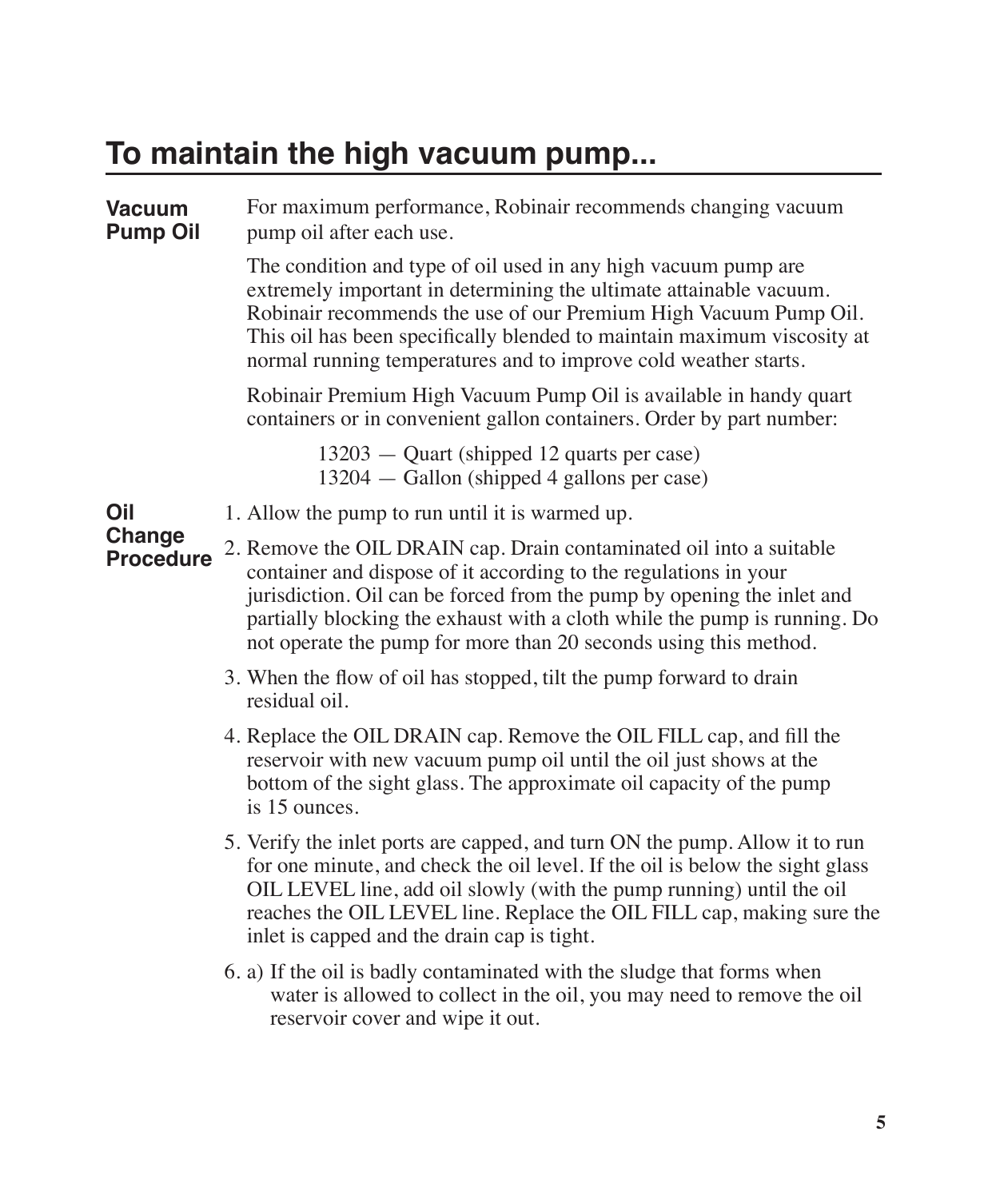## To maintain the high vacuum pump...

**Vacuum Pump Oil**

For maximum performance, Robinair recommends changing vacuum pump oil after each use.

The condition and type of oil used in any high vacuum pump are extremely important in determining the ultimate attainable vacuum. Robinair recommends the use of our Premium High Vacuum Pump Oil. This oil has been specifically blended to maintain maximum viscosity at normal running temperatures and to improve cold weather starts.

Robinair Premium High Vacuum Pump Oil is available in handy quart containers or in convenient gallon containers. Order by part number:

13203 — Quart (shipped 12 quarts per case)
13204 — Gallon (shipped 4 gallons per case)

**Oil Change Procedure**

1. Allow the pump to run until it is warmed up.
2. Remove the OIL DRAIN cap. Drain contaminated oil into a suitable container and dispose of it according to the regulations in your jurisdiction. Oil can be forced from the pump by opening the inlet and partially blocking the exhaust with a cloth while the pump is running. Do not operate the pump for more than 20 seconds using this method.
3. When the flow of oil has stopped, tilt the pump forward to drain residual oil.
4. Replace the OIL DRAIN cap. Remove the OIL FILL cap, and fill the reservoir with new vacuum pump oil until the oil just shows at the bottom of the sight glass. The approximate oil capacity of the pump is 15 ounces.
5. Verify the inlet ports are capped, and turn ON the pump. Allow it to run for one minute, and check the oil level. If the oil is below the sight glass OIL LEVEL line, add oil slowly (with the pump running) until the oil reaches the OIL LEVEL line. Replace the OIL FILL cap, making sure the inlet is capped and the drain cap is tight.
6. a) If the oil is badly contaminated with the sludge that forms when water is allowed to collect in the oil, you may need to remove the oil reservoir cover and wipe it out.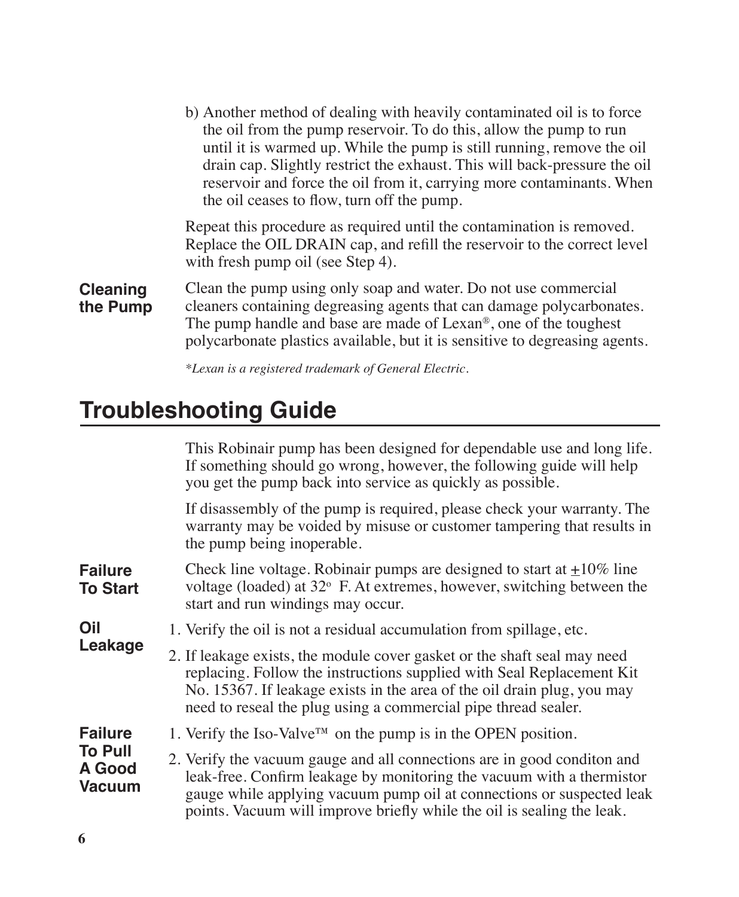b) Another method of dealing with heavily contaminated oil is to force the oil from the pump reservoir. To do this, allow the pump to run until it is warmed up. While the pump is still running, remove the oil drain cap. Slightly restrict the exhaust. This will back-pressure the oil reservoir and force the oil from it, carrying more contaminants. When the oil ceases to flow, turn off the pump.

Repeat this procedure as required until the contamination is removed. Replace the OIL DRAIN cap, and refill the reservoir to the correct level with fresh pump oil (see Step 4).

**Cleaning the Pump**

Clean the pump using only soap and water. Do not use commercial cleaners containing degreasing agents that can damage polycarbonates. The pump handle and base are made of Lexan®, one of the toughest polycarbonate plastics available, but it is sensitive to degreasing agents.

*\*Lexan is a registered trademark of General Electric.*

## Troubleshooting Guide

This Robinair pump has been designed for dependable use and long life. If something should go wrong, however, the following guide will help you get the pump back into service as quickly as possible.

If disassembly of the pump is required, please check your warranty. The warranty may be voided by misuse or customer tampering that results in the pump being inoperable.

**Failure To Start**

Check line voltage. Robinair pumps are designed to start at $\pm$10% line voltage (loaded) at 32° F. At extremes, however, switching between the start and run windings may occur.

**Oil Leakage**

1. Verify the oil is not a residual accumulation from spillage, etc.
2. If leakage exists, the module cover gasket or the shaft seal may need replacing. Follow the instructions supplied with Seal Replacement Kit No. 15367. If leakage exists in the area of the oil drain plug, you may need to reseal the plug using a commercial pipe thread sealer.

**Failure To Pull A Good Vacuum**

1. Verify the Iso-Valve™ on the pump is in the OPEN position.
2. Verify the vacuum gauge and all connections are in good conditon and leak-free. Confirm leakage by monitoring the vacuum with a thermistor gauge while applying vacuum pump oil at connections or suspected leak points. Vacuum will improve briefly while the oil is sealing the leak.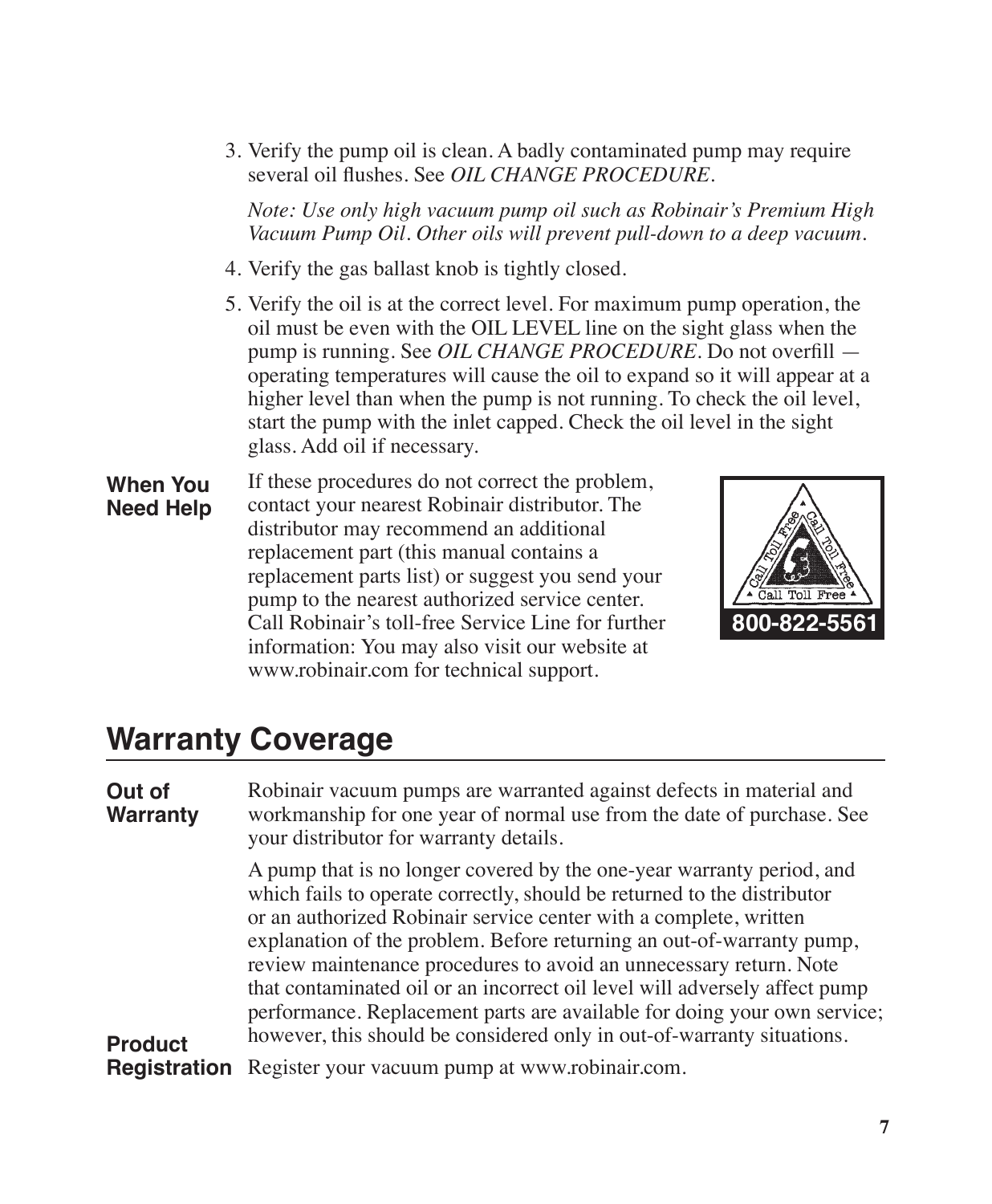3. Verify the pump oil is clean. A badly contaminated pump may require several oil flushes. See *OIL CHANGE PROCEDURE*.

   *Note: Use only high vacuum pump oil such as Robinair's Premium High Vacuum Pump Oil. Other oils will prevent pull-down to a deep vacuum.*

4. Verify the gas ballast knob is tightly closed.

5. Verify the oil is at the correct level. For maximum pump operation, the oil must be even with the OIL LEVEL line on the sight glass when the pump is running. See *OIL CHANGE PROCEDURE*. Do not overfill — operating temperatures will cause the oil to expand so it will appear at a higher level than when the pump is not running. To check the oil level, start the pump with the inlet capped. Check the oil level in the sight glass. Add oil if necessary.

**When You Need Help**

If these procedures do not correct the problem, contact your nearest Robinair distributor. The distributor may recommend an additional replacement part (this manual contains a replacement parts list) or suggest you send your pump to the nearest authorized service center. Call Robinair's toll-free Service Line for further information: You may also visit our website at www.robinair.com for technical support.

Call Toll Free **800-822-5561**

## Warranty Coverage

**Out of Warranty**

Robinair vacuum pumps are warranted against defects in material and workmanship for one year of normal use from the date of purchase. See your distributor for warranty details.

A pump that is no longer covered by the one-year warranty period, and which fails to operate correctly, should be returned to the distributor or an authorized Robinair service center with a complete, written explanation of the problem. Before returning an out-of-warranty pump, review maintenance procedures to avoid an unnecessary return. Note that contaminated oil or an incorrect oil level will adversely affect pump performance. Replacement parts are available for doing your own service; however, this should be considered only in out-of-warranty situations.

**Product Registration**

Register your vacuum pump at www.robinair.com.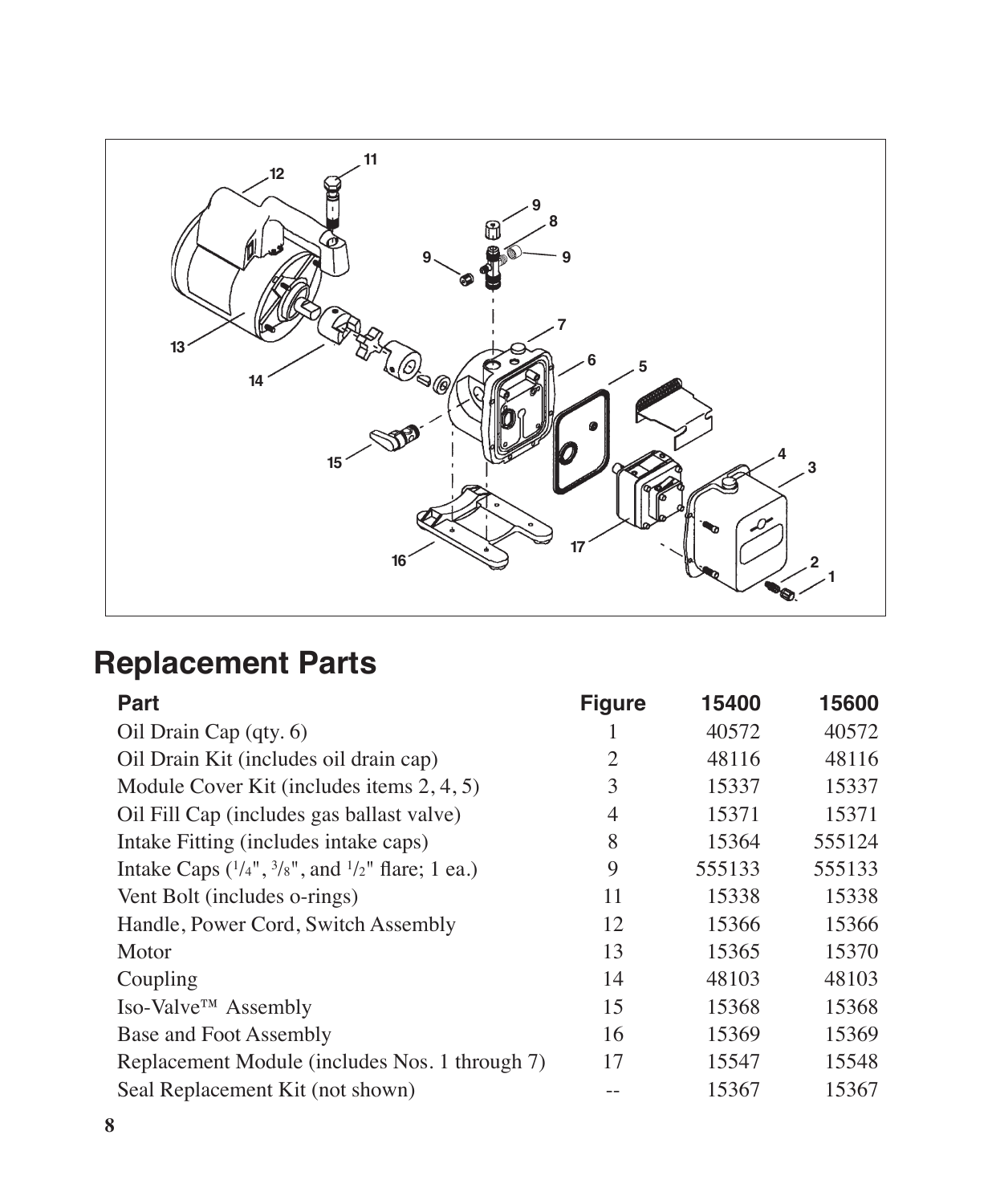## Replacement Parts

| Part | Figure | 15400 | 15600 |
|---|---|---|---|
| Oil Drain Cap (qty. 6) | 1 | 40572 | 40572 |
| Oil Drain Kit (includes oil drain cap) | 2 | 48116 | 48116 |
| Module Cover Kit (includes items 2, 4, 5) | 3 | 15337 | 15337 |
| Oil Fill Cap (includes gas ballast valve) | 4 | 15371 | 15371 |
| Intake Fitting (includes intake caps) | 8 | 15364 | 555124 |
| Intake Caps (1/4", 3/8", and 1/2" flare; 1 ea.) | 9 | 555133 | 555133 |
| Vent Bolt (includes o-rings) | 11 | 15338 | 15338 |
| Handle, Power Cord, Switch Assembly | 12 | 15366 | 15366 |
| Motor | 13 | 15365 | 15370 |
| Coupling | 14 | 48103 | 48103 |
| Iso-Valve™ Assembly | 15 | 15368 | 15368 |
| Base and Foot Assembly | 16 | 15369 | 15369 |
| Replacement Module (includes Nos. 1 through 7) | 17 | 15547 | 15548 |
| Seal Replacement Kit (not shown) | -- | 15367 | 15367 |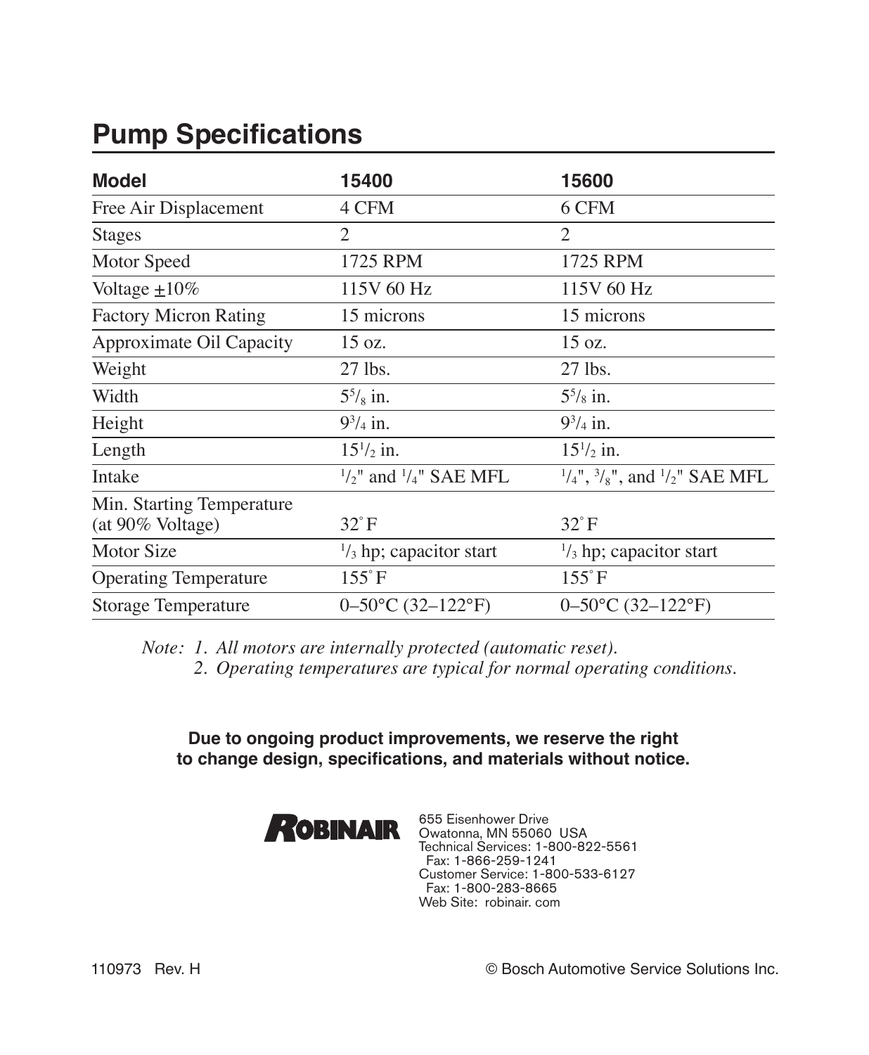## Pump Specifications

| Model | 15400 | 15600 |
|---|---|---|
| Free Air Displacement | 4 CFM | 6 CFM |
| Stages | 2 | 2 |
| Motor Speed | 1725 RPM | 1725 RPM |
| Voltage ±10% | 115V 60 Hz | 115V 60 Hz |
| Factory Micron Rating | 15 microns | 15 microns |
| Approximate Oil Capacity | 15 oz. | 15 oz. |
| Weight | 27 lbs. | 27 lbs. |
| Width | 5 5/8 in. | 5 5/8 in. |
| Height | 9 3/4 in. | 9 3/4 in. |
| Length | 15 1/2 in. | 15 1/2 in. |
| Intake | 1/2" and 1/4" SAE MFL | 1/4", 3/8", and 1/2" SAE MFL |
| Min. Starting Temperature (at 90% Voltage) | 32˚F | 32˚F |
| Motor Size | 1/3 hp; capacitor start | 1/3 hp; capacitor start |
| Operating Temperature | 155˚F | 155˚F |
| Storage Temperature | 0–50°C (32–122°F) | 0–50°C (32–122°F) |

*Note: 1. All motors are internally protected (automatic reset).*
*2. Operating temperatures are typical for normal operating conditions.*

**Due to ongoing product improvements, we reserve the right to change design, specifications, and materials without notice.**

ROBINAIR

655 Eisenhower Drive
Owatonna, MN 55060 USA
Technical Services: 1-800-822-5561
Fax: 1-866-259-1241
Customer Service: 1-800-533-6127
Fax: 1-800-283-8665
Web Site: robinair. com

110973 Rev. H

© Bosch Automotive Service Solutions Inc.